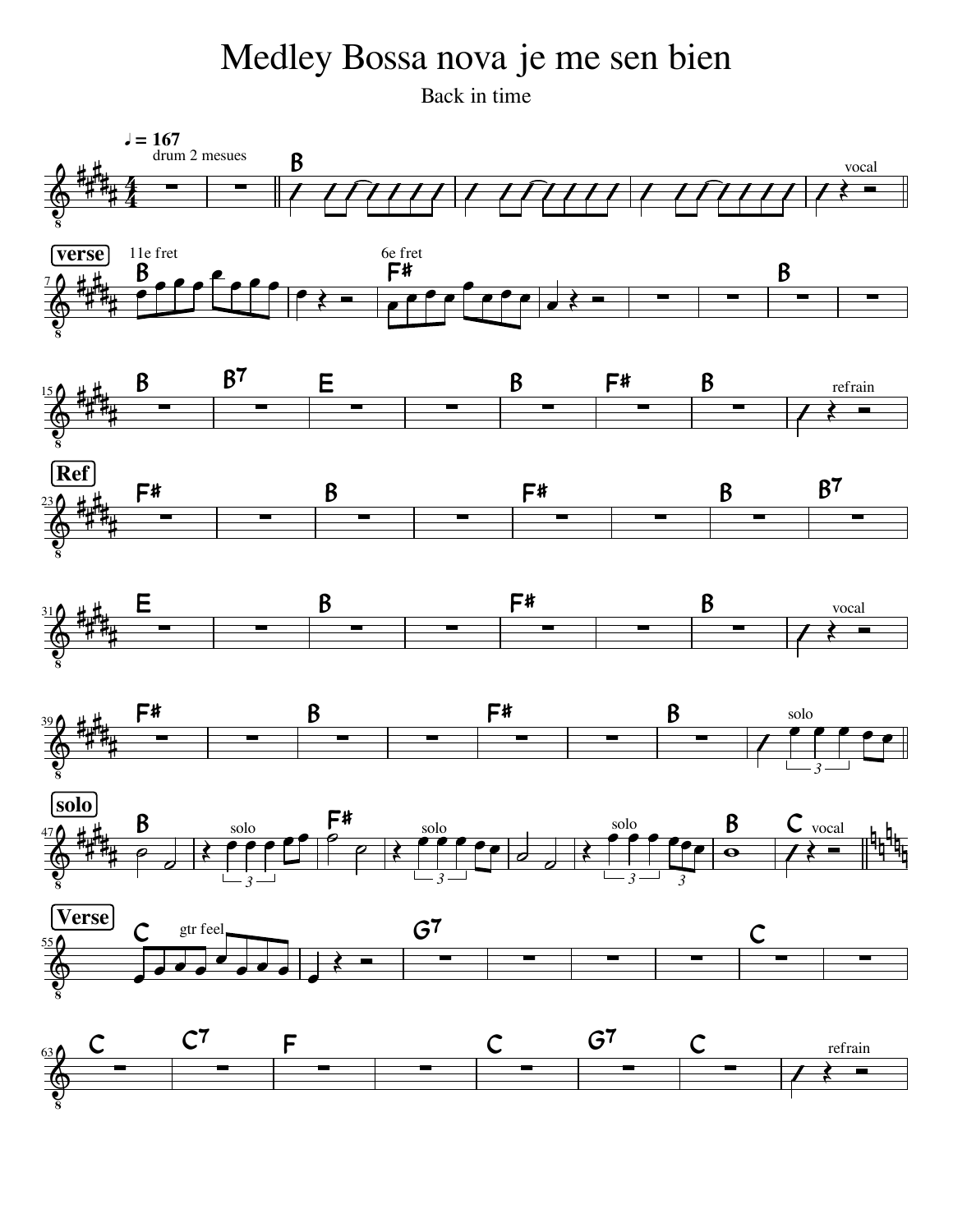# Medley Bossa nova je me sen bien

Back in time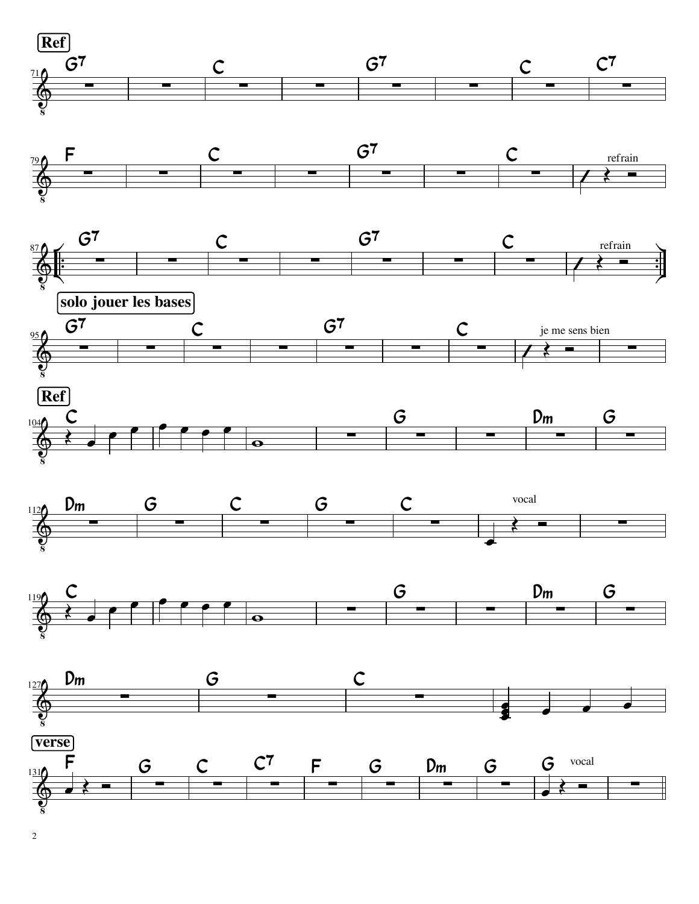**Ref**

G7 C G7 C C7

refrain

F C G7 C

refrain

G7 C G7 C

**solo jouer les bases**

G7 C G7 C

je me sens bien

**Ref**

C G Dm G

Dm G C G C

vocal

C G Dm G

Dm G C

**verse**

F G C C7 F G Dm G G

vocal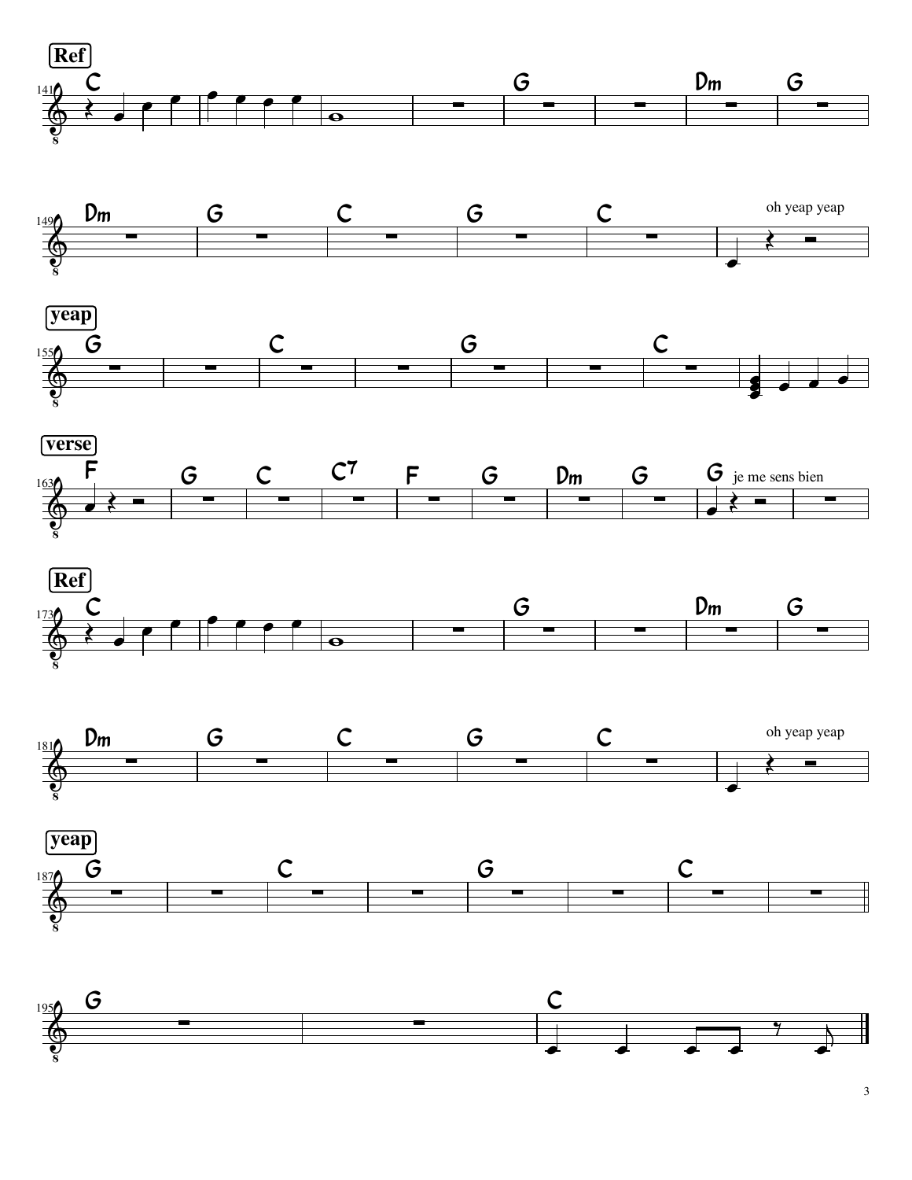Ref

C G Dm G

oh yeap yeap

Dm G C G C

yeap

G C G C

verse

F G C C7 F G Dm G G

je me sens bien

Ref

C G Dm G

oh yeap yeap

Dm G C G C

yeap

G C G C

G C